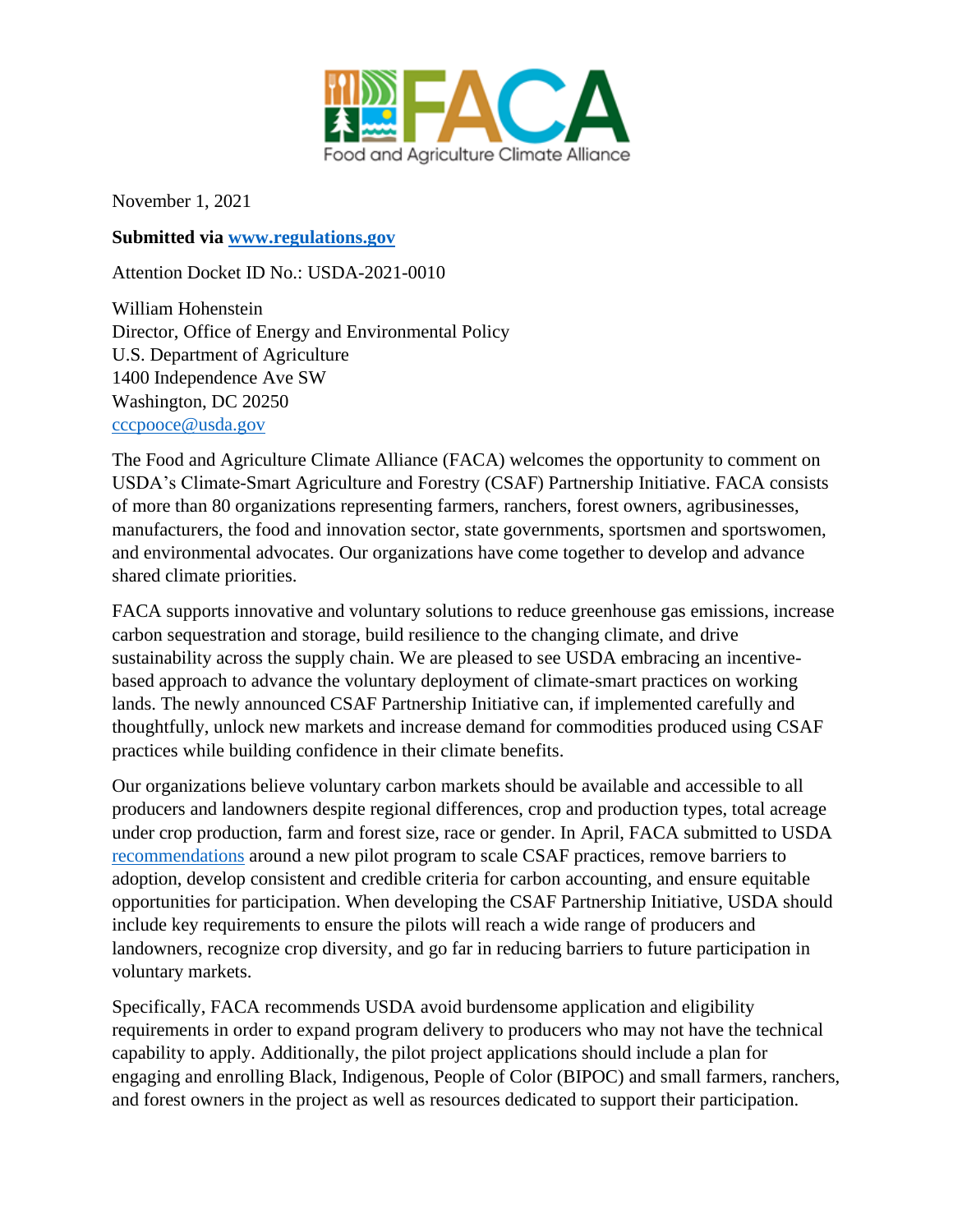Food and Agriculture Climate Alliance

November 1, 2021

**Submitted via [www.regulations.gov](www.regulations.gov)**

Attention Docket ID No.: USDA-2021-0010

William Hohenstein
Director, Office of Energy and Environmental Policy
U.S. Department of Agriculture
1400 Independence Ave SW
Washington, DC 20250
cccpooce@usda.gov

The Food and Agriculture Climate Alliance (FACA) welcomes the opportunity to comment on USDA's Climate-Smart Agriculture and Forestry (CSAF) Partnership Initiative. FACA consists of more than 80 organizations representing farmers, ranchers, forest owners, agribusinesses, manufacturers, the food and innovation sector, state governments, sportsmen and sportswomen, and environmental advocates. Our organizations have come together to develop and advance shared climate priorities.

FACA supports innovative and voluntary solutions to reduce greenhouse gas emissions, increase carbon sequestration and storage, build resilience to the changing climate, and drive sustainability across the supply chain. We are pleased to see USDA embracing an incentive-based approach to advance the voluntary deployment of climate-smart practices on working lands. The newly announced CSAF Partnership Initiative can, if implemented carefully and thoughtfully, unlock new markets and increase demand for commodities produced using CSAF practices while building confidence in their climate benefits.

Our organizations believe voluntary carbon markets should be available and accessible to all producers and landowners despite regional differences, crop and production types, total acreage under crop production, farm and forest size, race or gender. In April, FACA submitted to USDA recommendations around a new pilot program to scale CSAF practices, remove barriers to adoption, develop consistent and credible criteria for carbon accounting, and ensure equitable opportunities for participation. When developing the CSAF Partnership Initiative, USDA should include key requirements to ensure the pilots will reach a wide range of producers and landowners, recognize crop diversity, and go far in reducing barriers to future participation in voluntary markets.

Specifically, FACA recommends USDA avoid burdensome application and eligibility requirements in order to expand program delivery to producers who may not have the technical capability to apply. Additionally, the pilot project applications should include a plan for engaging and enrolling Black, Indigenous, People of Color (BIPOC) and small farmers, ranchers, and forest owners in the project as well as resources dedicated to support their participation.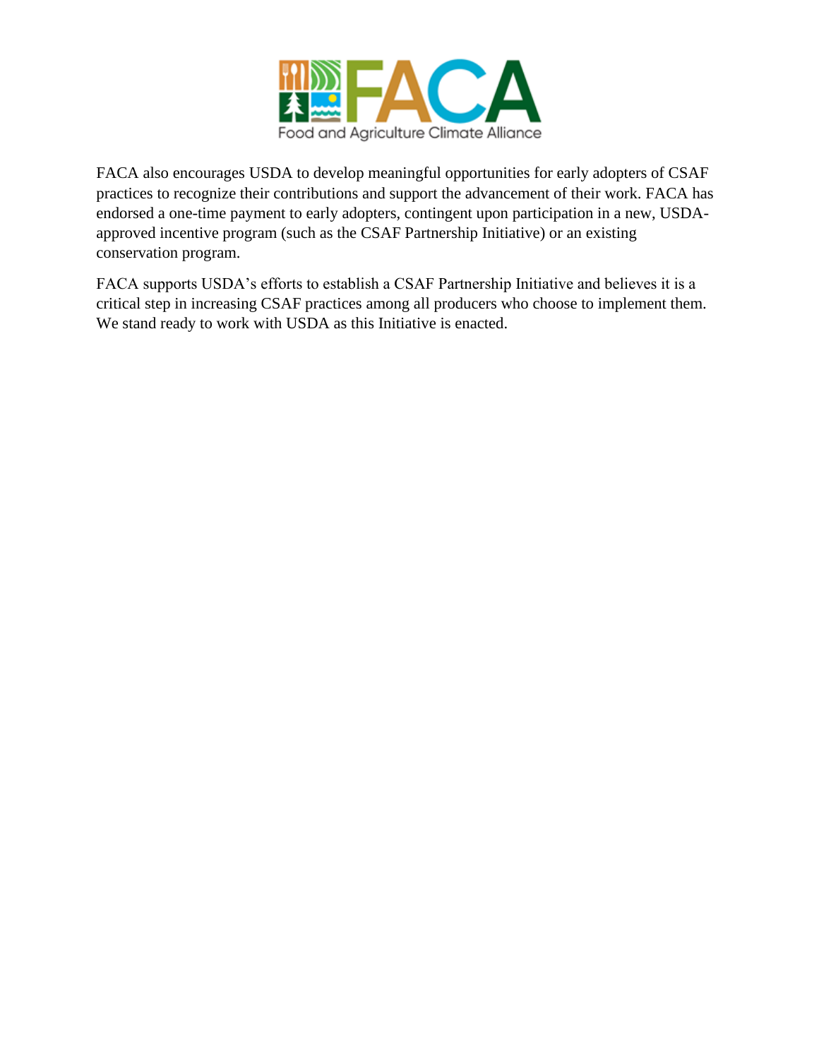FACA
Food and Agriculture Climate Alliance

FACA also encourages USDA to develop meaningful opportunities for early adopters of CSAF practices to recognize their contributions and support the advancement of their work. FACA has endorsed a one-time payment to early adopters, contingent upon participation in a new, USDA-approved incentive program (such as the CSAF Partnership Initiative) or an existing conservation program.

FACA supports USDA's efforts to establish a CSAF Partnership Initiative and believes it is a critical step in increasing CSAF practices among all producers who choose to implement them. We stand ready to work with USDA as this Initiative is enacted.